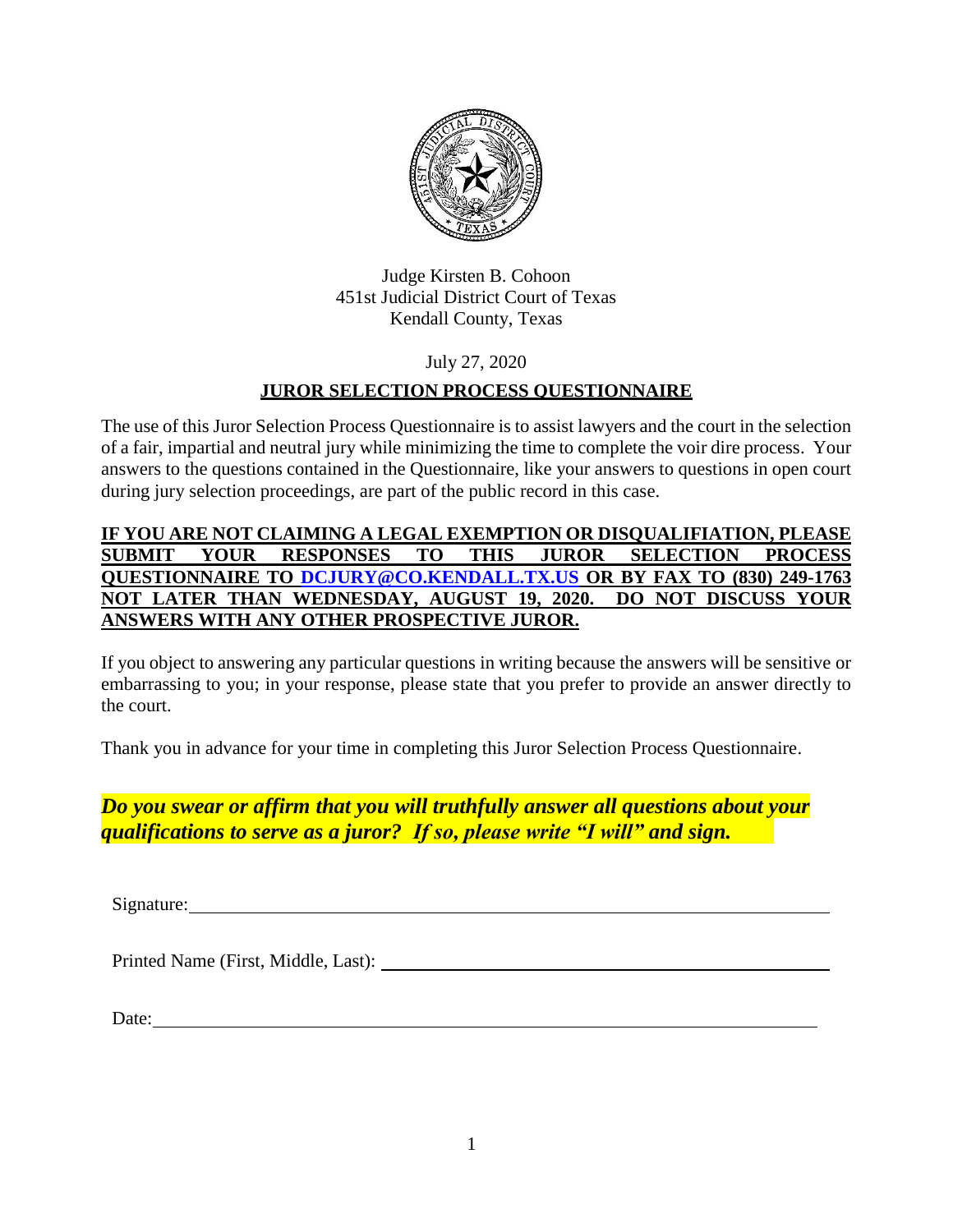Judge Kirsten B. Cohoon
451st Judicial District Court of Texas
Kendall County, Texas

July 27, 2020

# JUROR SELECTION PROCESS QUESTIONNAIRE

The use of this Juror Selection Process Questionnaire is to assist lawyers and the court in the selection of a fair, impartial and neutral jury while minimizing the time to complete the voir dire process. Your answers to the questions contained in the Questionnaire, like your answers to questions in open court during jury selection proceedings, are part of the public record in this case.

**IF YOU ARE NOT CLAIMING A LEGAL EXEMPTION OR DISQUALIFIATION, PLEASE SUBMIT YOUR RESPONSES TO THIS JUROR SELECTION PROCESS QUESTIONNAIRE TO DCJURY@CO.KENDALL.TX.US OR BY FAX TO (830) 249-1763 NOT LATER THAN WEDNESDAY, AUGUST 19, 2020. DO NOT DISCUSS YOUR ANSWERS WITH ANY OTHER PROSPECTIVE JUROR.**

If you object to answering any particular questions in writing because the answers will be sensitive or embarrassing to you; in your response, please state that you prefer to provide an answer directly to the court.

Thank you in advance for your time in completing this Juror Selection Process Questionnaire.

***Do you swear or affirm that you will truthfully answer all questions about your qualifications to serve as a juror? If so, please write "I will" and sign.***

Signature: ______________________________

Printed Name (First, Middle, Last): ______________________________

Date: ______________________________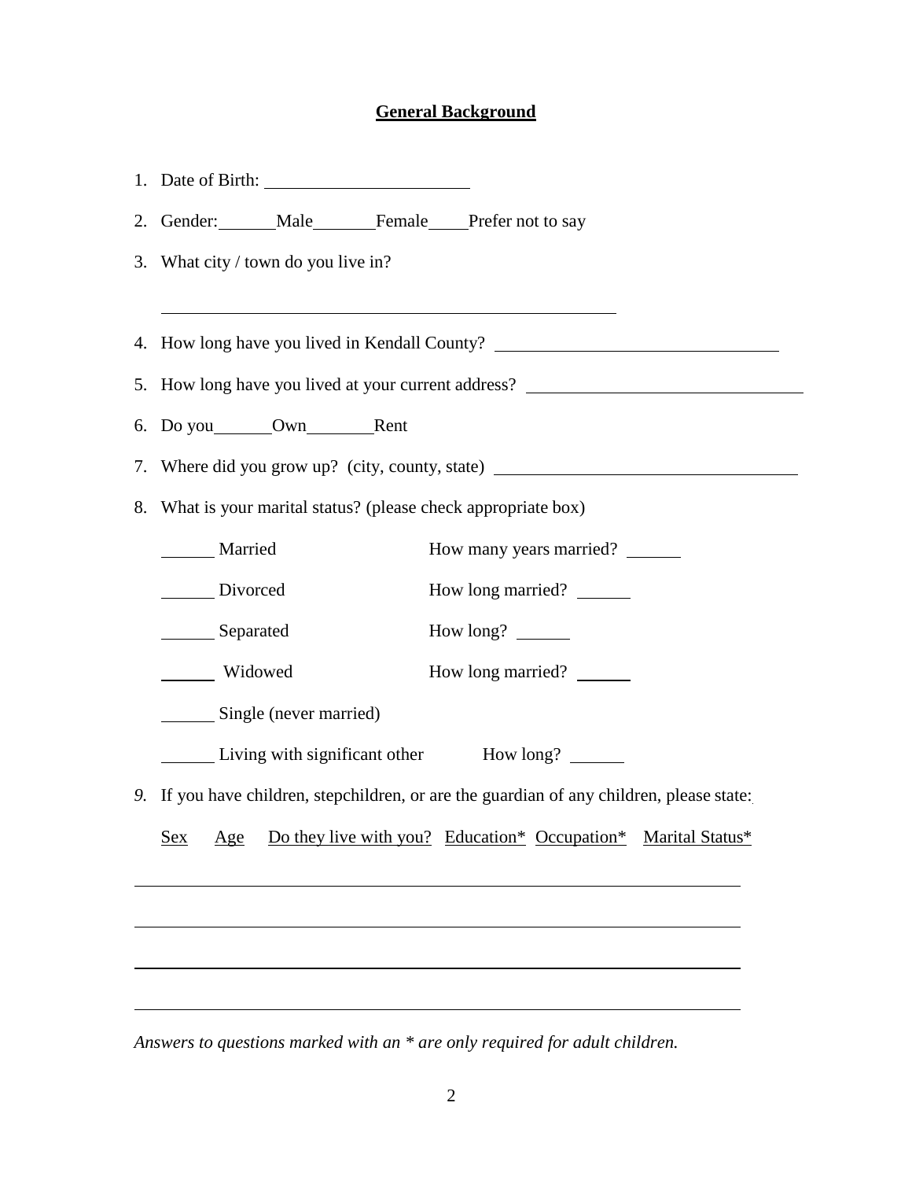## General Background

1. Date of Birth: ______________________
2. Gender: ______Male ______Female ____Prefer not to say
3. What city / town do you live in?

   ______________________________________________

4. How long have you lived in Kendall County? ____________________________
5. How long have you lived at your current address? ____________________________
6. Do you ______Own ______Rent
7. Where did you grow up? (city, county, state) ____________________________
8. What is your marital status? (please check appropriate box)

   ______ Married &nbsp;&nbsp;&nbsp;&nbsp;&nbsp;&nbsp;&nbsp;&nbsp; How many years married? ______

   ______ Divorced &nbsp;&nbsp;&nbsp;&nbsp;&nbsp;&nbsp;&nbsp;&nbsp; How long married? ______

   ______ Separated &nbsp;&nbsp;&nbsp;&nbsp;&nbsp;&nbsp;&nbsp;&nbsp; How long? ______

   ______ Widowed &nbsp;&nbsp;&nbsp;&nbsp;&nbsp;&nbsp;&nbsp;&nbsp; How long married? ______

   ______ Single (never married)

   ______ Living with significant other &nbsp;&nbsp;&nbsp;&nbsp; How long? ______

9. If you have children, stepchildren, or are the guardian of any children, please state:

| Sex | Age | Do they live with you? | Education* | Occupation* | Marital Status* |
|---|---|---|---|---|---|
| | | | | | |
| | | | | | |
| | | | | | |
| | | | | | |

*Answers to questions marked with an * are only required for adult children.*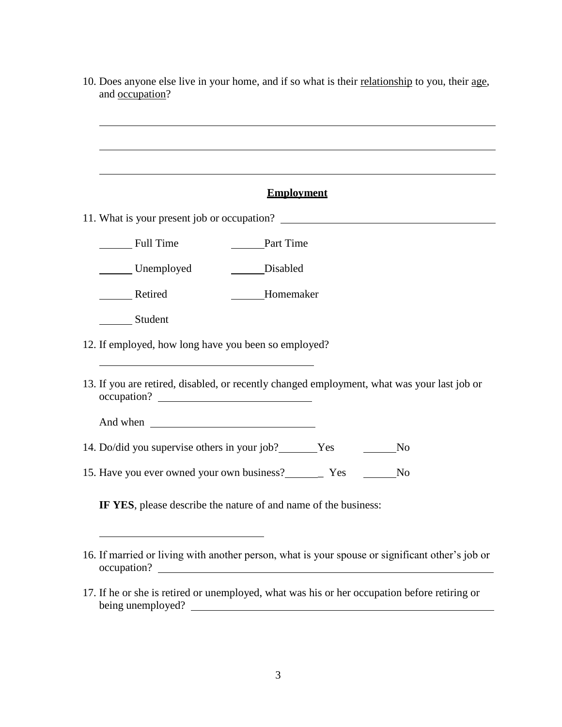10. Does anyone else live in your home, and if so what is their <u>relationship</u> to you, their <u>age</u>, and <u>occupation</u>?

\_\_\_\_\_\_\_\_\_\_\_\_\_\_\_\_\_\_\_\_\_\_\_\_\_\_\_\_\_\_\_\_\_\_\_\_\_\_\_\_\_\_\_\_\_\_\_\_\_\_\_\_\_\_\_\_\_\_\_\_\_\_\_\_\_\_\_\_\_\_

\_\_\_\_\_\_\_\_\_\_\_\_\_\_\_\_\_\_\_\_\_\_\_\_\_\_\_\_\_\_\_\_\_\_\_\_\_\_\_\_\_\_\_\_\_\_\_\_\_\_\_\_\_\_\_\_\_\_\_\_\_\_\_\_\_\_\_\_\_\_

\_\_\_\_\_\_\_\_\_\_\_\_\_\_\_\_\_\_\_\_\_\_\_\_\_\_\_\_\_\_\_\_\_\_\_\_\_\_\_\_\_\_\_\_\_\_\_\_\_\_\_\_\_\_\_\_\_\_\_\_\_\_\_\_\_\_\_\_\_\_

## **<u>Employment</u>**

11. What is your present job or occupation? \_\_\_\_\_\_\_\_\_\_\_\_\_\_\_\_\_\_\_\_\_\_\_\_\_\_\_\_\_\_\_\_\_\_\_\_

    \_\_\_\_\_\_ Full Time &nbsp;&nbsp;&nbsp;&nbsp; \_\_\_\_\_\_ Part Time

    \_\_\_\_\_\_ Unemployed &nbsp;&nbsp;&nbsp;&nbsp; \_\_\_\_\_\_ Disabled

    \_\_\_\_\_\_ Retired &nbsp;&nbsp;&nbsp;&nbsp; \_\_\_\_\_\_ Homemaker

    \_\_\_\_\_\_ Student

12. If employed, how long have you been so employed?

    \_\_\_\_\_\_\_\_\_\_\_\_\_\_\_\_\_\_\_\_\_\_\_\_\_\_\_\_\_\_\_\_\_\_\_\_\_\_\_\_

13. If you are retired, disabled, or recently changed employment, what was your last job or occupation? \_\_\_\_\_\_\_\_\_\_\_\_\_\_\_\_\_\_\_\_\_\_\_\_\_\_\_\_

    And when \_\_\_\_\_\_\_\_\_\_\_\_\_\_\_\_\_\_\_\_\_\_\_\_\_\_\_\_

14. Do/did you supervise others in your job? \_\_\_\_\_\_\_ Yes &nbsp;&nbsp;&nbsp;&nbsp; \_\_\_\_\_\_ No

15. Have you ever owned your own business? \_\_\_\_\_\_\_ Yes &nbsp;&nbsp;&nbsp;&nbsp; \_\_\_\_\_\_ No

    **IF YES**, please describe the nature of and name of the business:

    \_\_\_\_\_\_\_\_\_\_\_\_\_\_\_\_\_\_\_\_\_\_\_\_\_\_\_\_\_\_

16. If married or living with another person, what is your spouse or significant other's job or occupation? \_\_\_\_\_\_\_\_\_\_\_\_\_\_\_\_\_\_\_\_\_\_\_\_\_\_\_\_\_\_\_\_\_\_\_\_\_\_\_\_\_\_\_\_\_\_\_\_\_\_\_\_\_\_\_\_

17. If he or she is retired or unemployed, what was his or her occupation before retiring or being unemployed? \_\_\_\_\_\_\_\_\_\_\_\_\_\_\_\_\_\_\_\_\_\_\_\_\_\_\_\_\_\_\_\_\_\_\_\_\_\_\_\_\_\_\_\_\_\_\_\_\_\_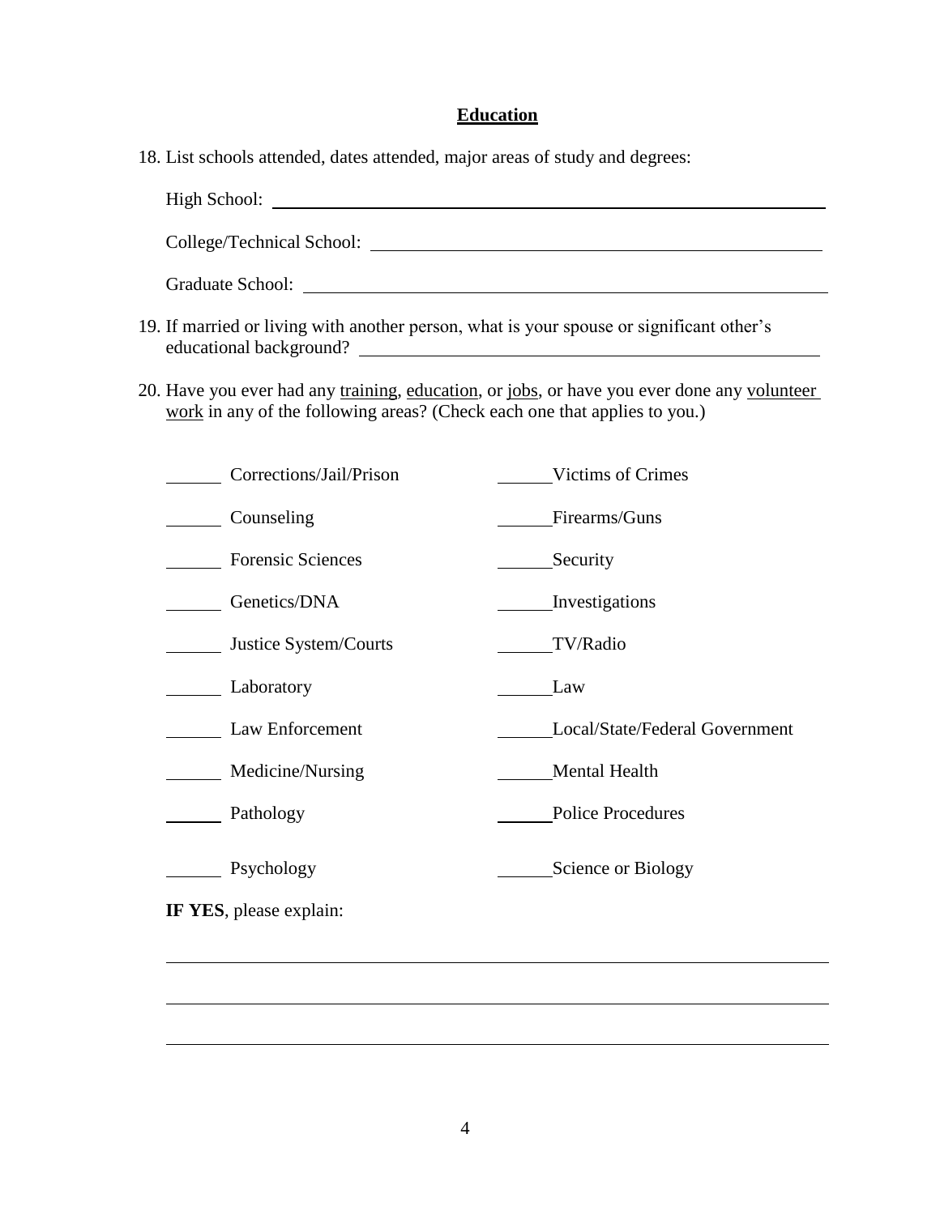## Education

18. List schools attended, dates attended, major areas of study and degrees:

    High School: ____________________________________________

    College/Technical School: ____________________________________________

    Graduate School: ____________________________________________

19. If married or living with another person, what is your spouse or significant other's educational background? ____________________________________________

20. Have you ever had any <u>training</u>, <u>education</u>, or <u>jobs</u>, or have you ever done any <u>volunteer work</u> in any of the following areas? (Check each one that applies to you.)

| | |
|---|---|
| ______ Corrections/Jail/Prison | ______ Victims of Crimes |
| ______ Counseling | ______ Firearms/Guns |
| ______ Forensic Sciences | ______ Security |
| ______ Genetics/DNA | ______ Investigations |
| ______ Justice System/Courts | ______ TV/Radio |
| ______ Laboratory | ______ Law |
| ______ Law Enforcement | ______ Local/State/Federal Government |
| ______ Medicine/Nursing | ______ Mental Health |
| ______ Pathology | ______ Police Procedures |
| ______ Psychology | ______ Science or Biology |

**IF YES**, please explain:

____________________________________________

____________________________________________

____________________________________________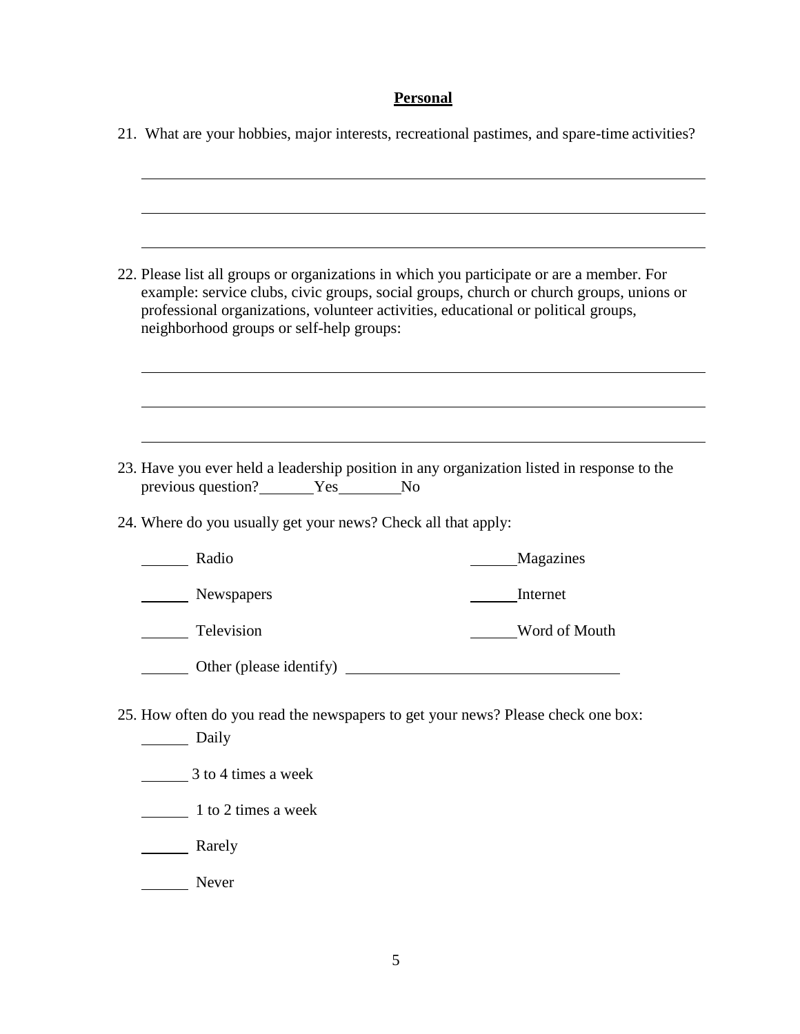## Personal

21. What are your hobbies, major interests, recreational pastimes, and spare-time activities?

______________________________________________________________________

______________________________________________________________________

______________________________________________________________________

22. Please list all groups or organizations in which you participate or are a member. For example: service clubs, civic groups, social groups, church or church groups, unions or professional organizations, volunteer activities, educational or political groups, neighborhood groups or self-help groups:

______________________________________________________________________

______________________________________________________________________

______________________________________________________________________

23. Have you ever held a leadership position in any organization listed in response to the previous question? _______ Yes _______ No

24. Where do you usually get your news? Check all that apply:

   ______ Radio ______ Magazines

   ______ Newspapers ______ Internet

   ______ Television ______ Word of Mouth

   ______ Other (please identify) ______________________________

25. How often do you read the newspapers to get your news? Please check one box:

   ______ Daily

   ______ 3 to 4 times a week

   ______ 1 to 2 times a week

   ______ Rarely

   ______ Never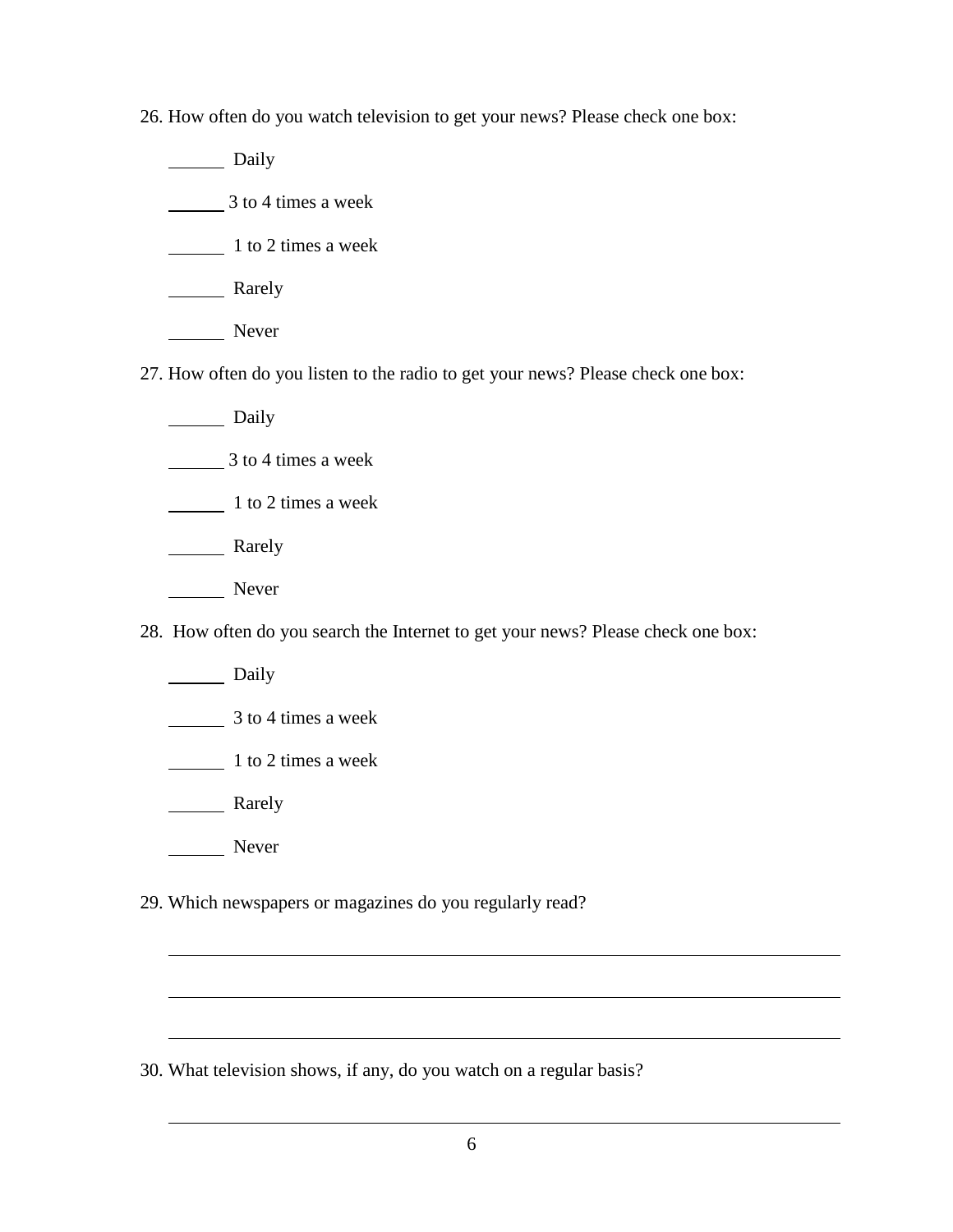26. How often do you watch television to get your news? Please check one box:

______ Daily

______ 3 to 4 times a week

______ 1 to 2 times a week

______ Rarely

______ Never

27. How often do you listen to the radio to get your news? Please check one box:

______ Daily

______ 3 to 4 times a week

______ 1 to 2 times a week

______ Rarely

______ Never

28. How often do you search the Internet to get your news? Please check one box:

______ Daily

______ 3 to 4 times a week

______ 1 to 2 times a week

______ Rarely

______ Never

29. Which newspapers or magazines do you regularly read?

______________________________________________________________________

______________________________________________________________________

______________________________________________________________________

30. What television shows, if any, do you watch on a regular basis?

______________________________________________________________________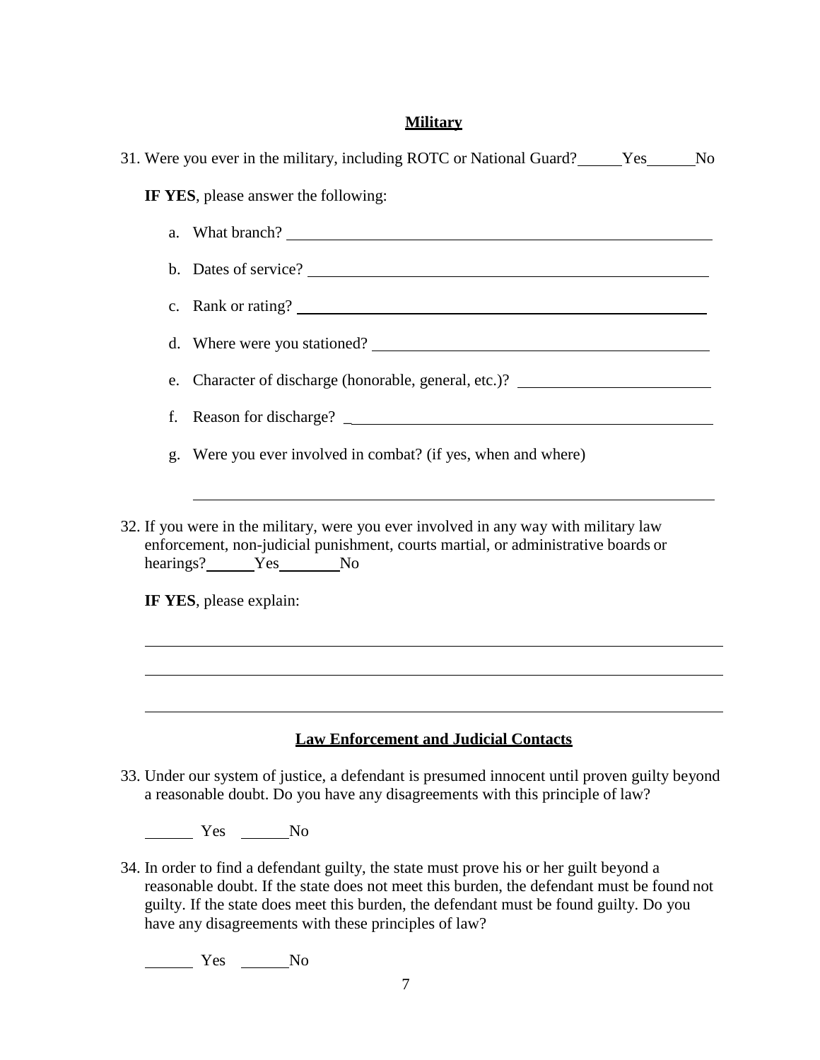## Military

31. Were you ever in the military, including ROTC or National Guard? ______Yes______No

    **IF YES**, please answer the following:

    a. What branch? ____________________________________________

    b. Dates of service? ____________________________________________

    c. Rank or rating? ____________________________________________

    d. Where were you stationed? ____________________________________________

    e. Character of discharge (honorable, general, etc.)? ______________________

    f. Reason for discharge? _____________________________________________

    g. Were you ever involved in combat? (if yes, when and where)

    ____________________________________________________________

32. If you were in the military, were you ever involved in any way with military law enforcement, non-judicial punishment, courts martial, or administrative boards or hearings? ______Yes________No

    **IF YES**, please explain:

    ____________________________________________________________

    ____________________________________________________________

    ____________________________________________________________

## Law Enforcement and Judicial Contacts

33. Under our system of justice, a defendant is presumed innocent until proven guilty beyond a reasonable doubt. Do you have any disagreements with this principle of law?

    ______ Yes ______No

34. In order to find a defendant guilty, the state must prove his or her guilt beyond a reasonable doubt. If the state does not meet this burden, the defendant must be found not guilty. If the state does meet this burden, the defendant must be found guilty. Do you have any disagreements with these principles of law?

    ______ Yes ______No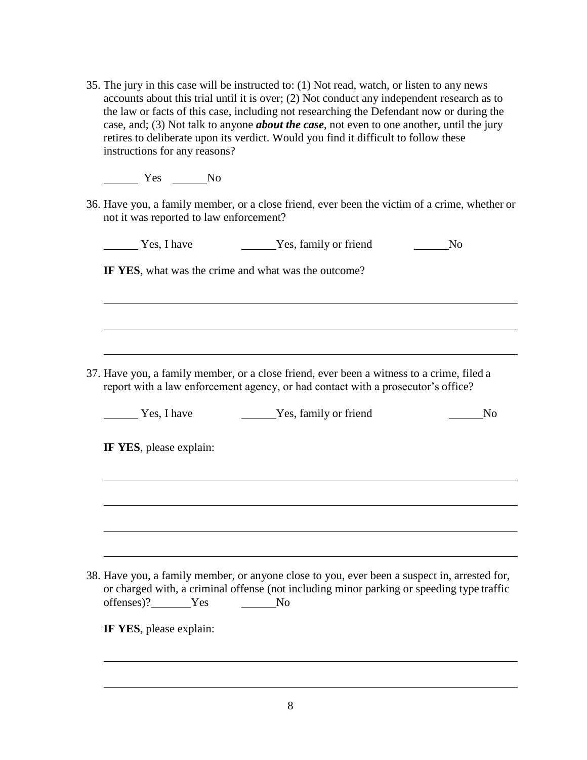35. The jury in this case will be instructed to: (1) Not read, watch, or listen to any news accounts about this trial until it is over; (2) Not conduct any independent research as to the law or facts of this case, including not researching the Defendant now or during the case, and; (3) Not talk to anyone ***about the case***, not even to one another, until the jury retires to deliberate upon its verdict. Would you find it difficult to follow these instructions for any reasons?

    ______ Yes ______No

36. Have you, a family member, or a close friend, ever been the victim of a crime, whether or not it was reported to law enforcement?

    ______ Yes, I have ______Yes, family or friend ______No

    **IF YES**, what was the crime and what was the outcome?

    ____________________________________________________________________________

    ____________________________________________________________________________

    ____________________________________________________________________________

37. Have you, a family member, or a close friend, ever been a witness to a crime, filed a report with a law enforcement agency, or had contact with a prosecutor's office?

    ______ Yes, I have ______Yes, family or friend ______No

    **IF YES**, please explain:

    ____________________________________________________________________________

    ____________________________________________________________________________

    ____________________________________________________________________________

    ____________________________________________________________________________

38. Have you, a family member, or anyone close to you, ever been a suspect in, arrested for, or charged with, a criminal offense (not including minor parking or speeding type traffic offenses)?_______Yes ______No

    **IF YES**, please explain:

    ____________________________________________________________________________

    ____________________________________________________________________________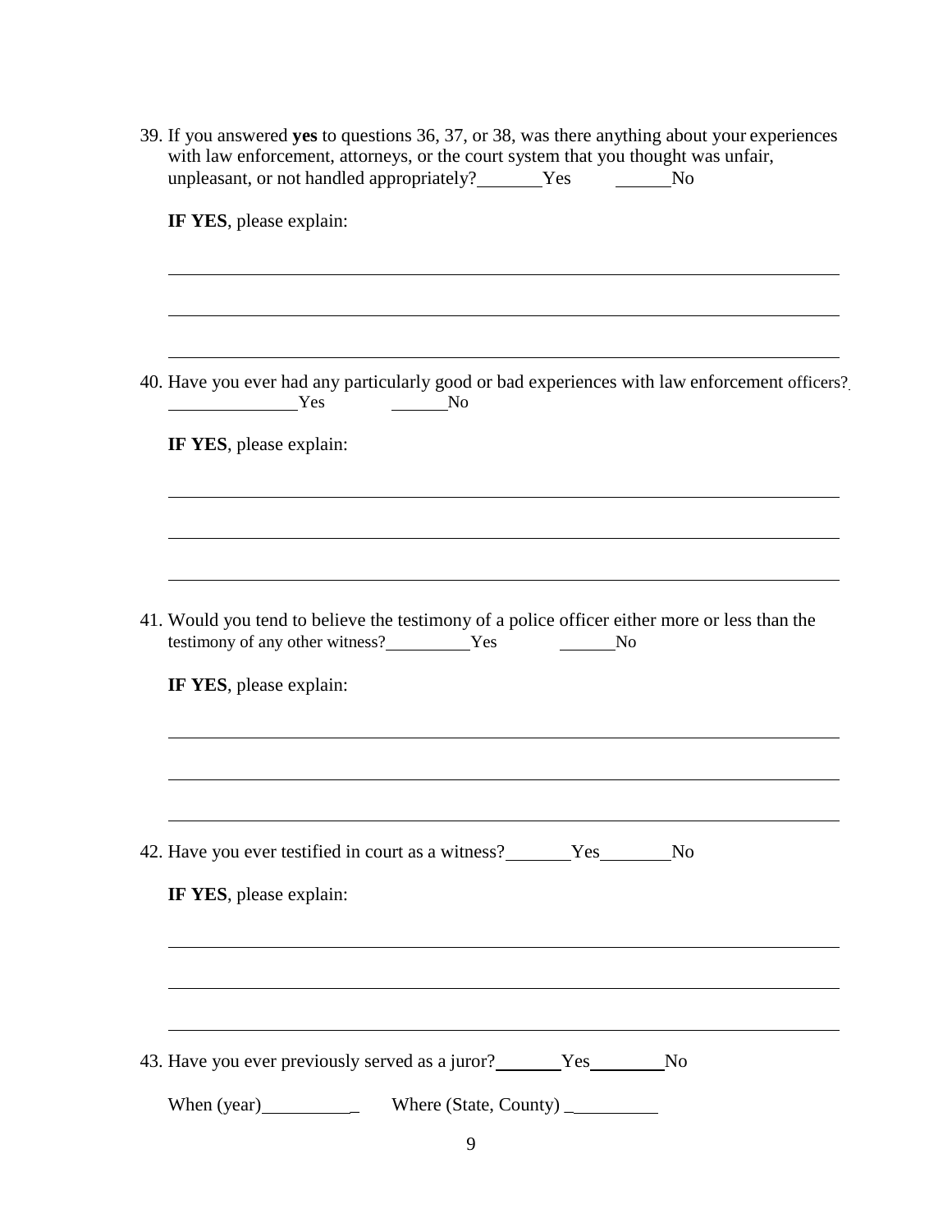39. If you answered **yes** to questions 36, 37, or 38, was there anything about your experiences with law enforcement, attorneys, or the court system that you thought was unfair, unpleasant, or not handled appropriately? _______Yes ______No

    **IF YES**, please explain:

    ______________________________________________________________________

    ______________________________________________________________________

    ______________________________________________________________________

40. Have you ever had any particularly good or bad experiences with law enforcement officers? ______________Yes ______No

    **IF YES**, please explain:

    ______________________________________________________________________

    ______________________________________________________________________

    ______________________________________________________________________

41. Would you tend to believe the testimony of a police officer either more or less than the testimony of any other witness? _________Yes ______No

    **IF YES**, please explain:

    ______________________________________________________________________

    ______________________________________________________________________

    ______________________________________________________________________

42. Have you ever testified in court as a witness? _______Yes________No

    **IF YES**, please explain:

    ______________________________________________________________________

    ______________________________________________________________________

    ______________________________________________________________________

43. Have you ever previously served as a juror? _______Yes________No

    When (year)__________ Where (State, County) __________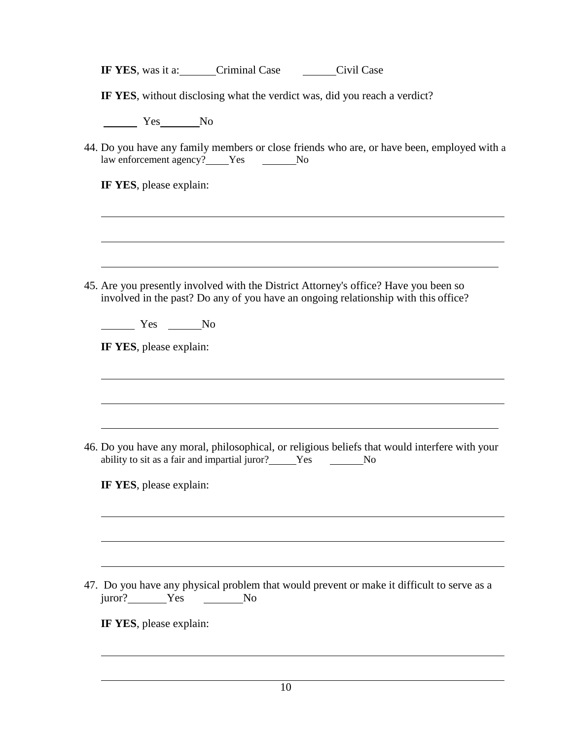**IF YES**, was it a: ______ Criminal Case ______ Civil Case

**IF YES**, without disclosing what the verdict was, did you reach a verdict?

______ Yes ______ No

44. Do you have any family members or close friends who are, or have been, employed with a law enforcement agency? _____ Yes ______ No

    **IF YES**, please explain:

    ________________________________________________________________________

    ________________________________________________________________________

    ________________________________________________________________________

45. Are you presently involved with the District Attorney's office? Have you been so involved in the past? Do any of you have an ongoing relationship with this office?

    ______ Yes ______ No

    **IF YES**, please explain:

    ________________________________________________________________________

    ________________________________________________________________________

    ________________________________________________________________________

46. Do you have any moral, philosophical, or religious beliefs that would interfere with your ability to sit as a fair and impartial juror? _____ Yes ______ No

    **IF YES**, please explain:

    ________________________________________________________________________

    ________________________________________________________________________

    ________________________________________________________________________

47. Do you have any physical problem that would prevent or make it difficult to serve as a juror? _______ Yes _______ No

    **IF YES**, please explain:

    ________________________________________________________________________

    ________________________________________________________________________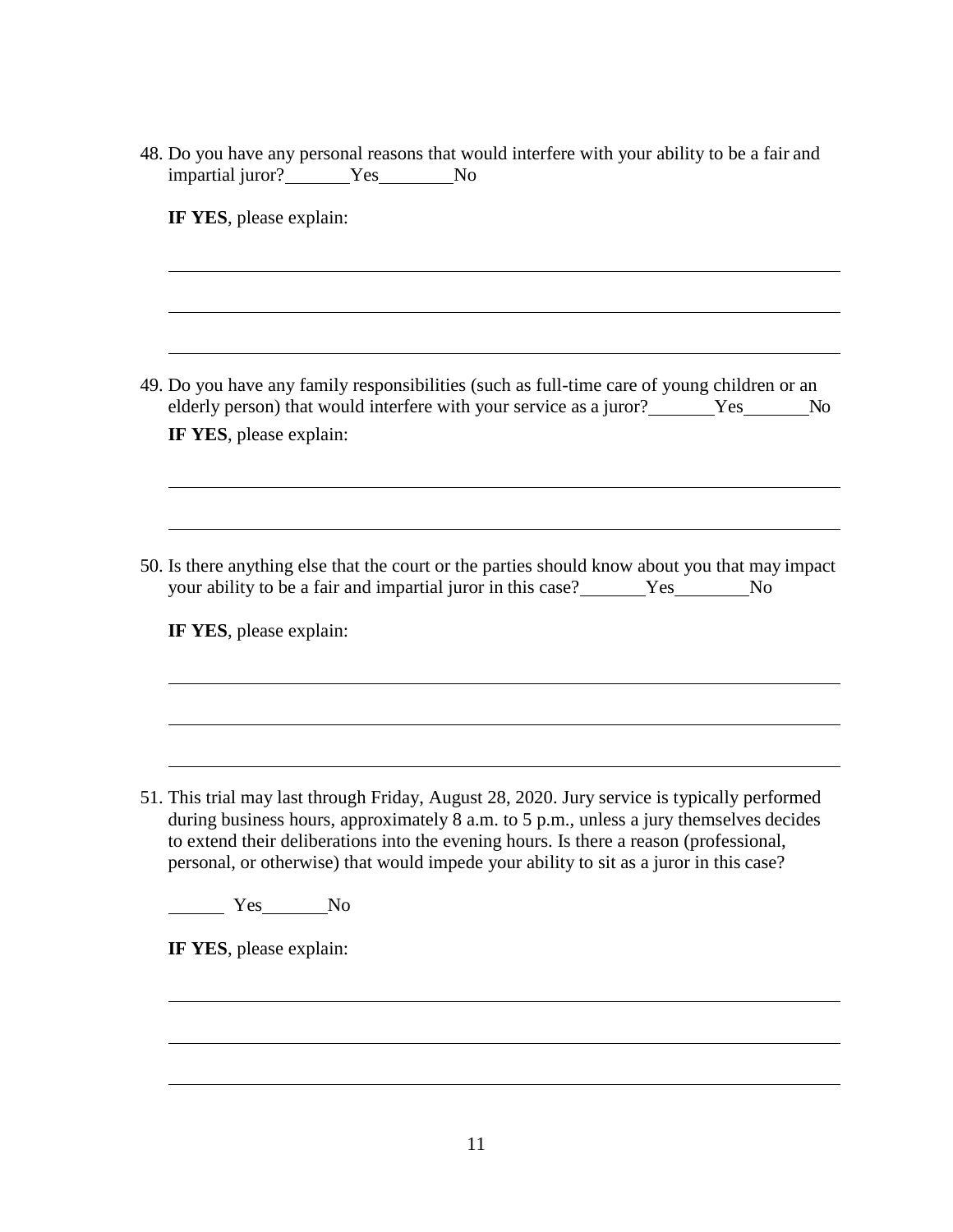48. Do you have any personal reasons that would interfere with your ability to be a fair and impartial juror? _______Yes________No

    **IF YES**, please explain:

    ______________________________________________________________________

    ______________________________________________________________________

    ______________________________________________________________________

49. Do you have any family responsibilities (such as full-time care of young children or an elderly person) that would interfere with your service as a juror? _______Yes_______No

    **IF YES**, please explain:

    ______________________________________________________________________

    ______________________________________________________________________

50. Is there anything else that the court or the parties should know about you that may impact your ability to be a fair and impartial juror in this case? _______Yes________No

    **IF YES**, please explain:

    ______________________________________________________________________

    ______________________________________________________________________

    ______________________________________________________________________

51. This trial may last through Friday, August 28, 2020. Jury service is typically performed during business hours, approximately 8 a.m. to 5 p.m., unless a jury themselves decides to extend their deliberations into the evening hours. Is there a reason (professional, personal, or otherwise) that would impede your ability to sit as a juror in this case?

    ______ Yes_______No

    **IF YES**, please explain:

    ______________________________________________________________________

    ______________________________________________________________________

    ______________________________________________________________________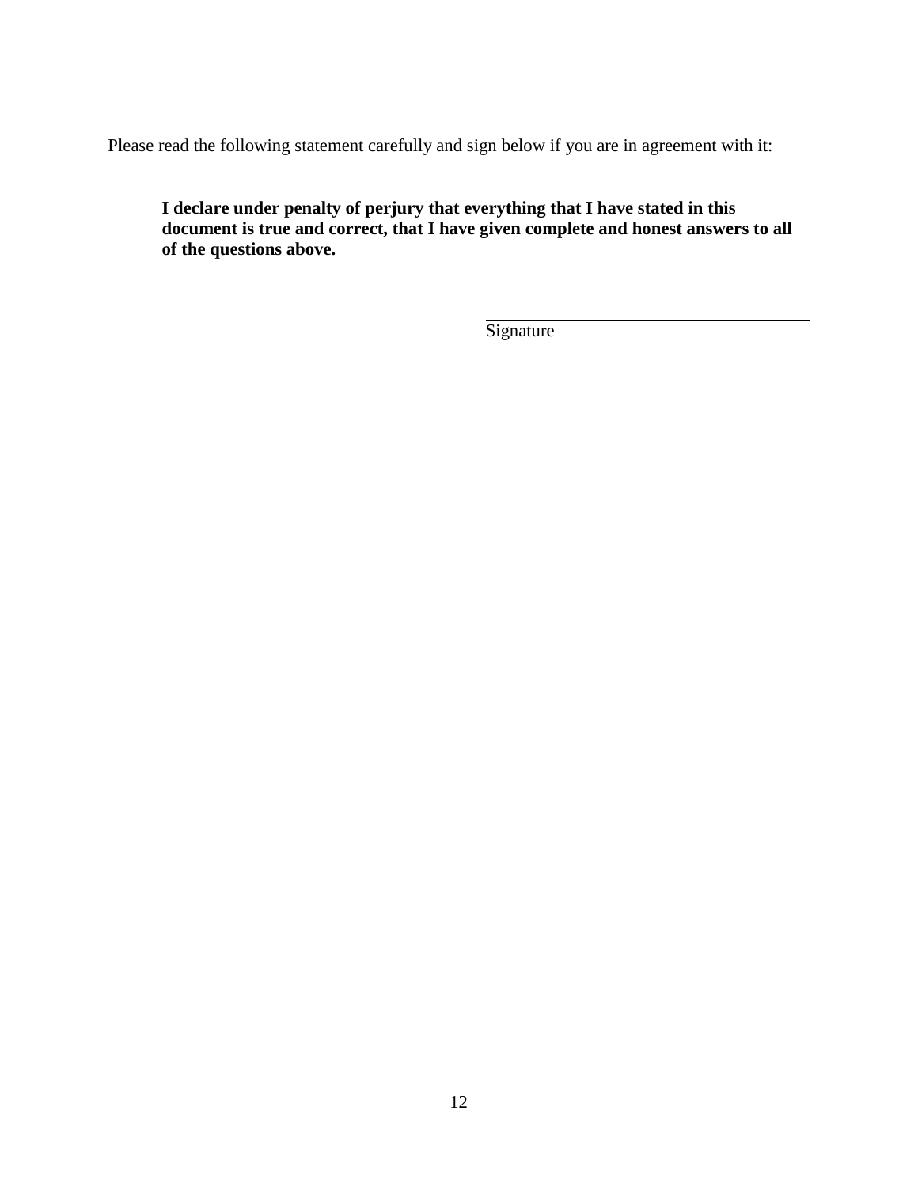Please read the following statement carefully and sign below if you are in agreement with it:

> **I declare under penalty of perjury that everything that I have stated in this document is true and correct, that I have given complete and honest answers to all of the questions above.**

\_\_\_\_\_\_\_\_\_\_\_\_\_\_\_\_\_\_\_\_\_\_\_\_\_\_\_\_\_\_\_\_\_\_\_\_

Signature